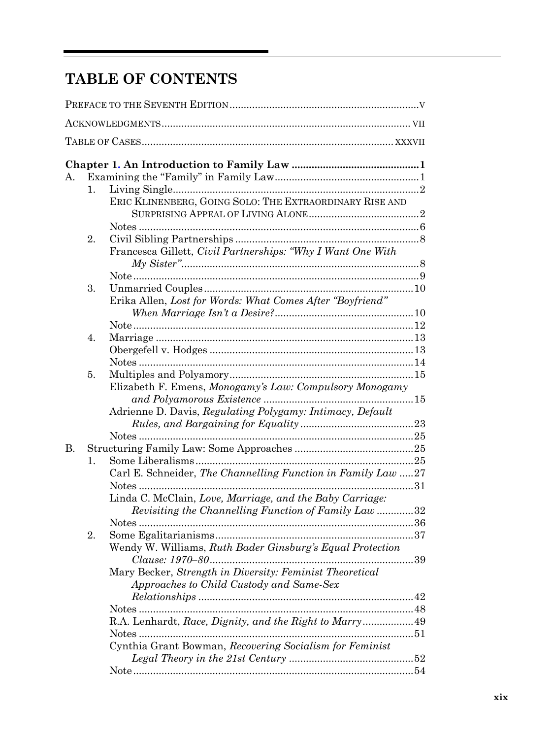# TABLE OF CONTENTS

PREFACE TO THE SEVENTH EDITION .......... V

ACKNOWLEDGMENTS .......... VII

TABLE OF CASES .......... XXXVII

**Chapter 1. An Introduction to Family Law .......... 1**

A. Examining the "Family" in Family Law .......... 1

1. Living Single .......... 2
   - ERIC KLINENBERG, GOING SOLO: THE EXTRAORDINARY RISE AND SURPRISING APPEAL OF LIVING ALONE .......... 2
   - Notes .......... 6
2. Civil Sibling Partnerships .......... 8
   - Francesca Gillett, *Civil Partnerships: "Why I Want One With My Sister"* .......... 8
   - Note .......... 9
3. Unmarried Couples .......... 10
   - Erika Allen, *Lost for Words: What Comes After "Boyfriend" When Marriage Isn't a Desire?* .......... 10
   - Note .......... 12
4. Marriage .......... 13
   - Obergefell v. Hodges .......... 13
   - Notes .......... 14
5. Multiples and Polyamory .......... 15
   - Elizabeth F. Emens, *Monogamy's Law: Compulsory Monogamy and Polyamorous Existence* .......... 15
   - Adrienne D. Davis, *Regulating Polygamy: Intimacy, Default Rules, and Bargaining for Equality* .......... 23
   - Notes .......... 25

B. Structuring Family Law: Some Approaches .......... 25

1. Some Liberalisms .......... 25
   - Carl E. Schneider, *The Channelling Function in Family Law* .......... 27
   - Notes .......... 31
   - Linda C. McClain, *Love, Marriage, and the Baby Carriage: Revisiting the Channelling Function of Family Law* .......... 32
   - Notes .......... 36
2. Some Egalitarianisms .......... 37
   - Wendy W. Williams, *Ruth Bader Ginsburg's Equal Protection Clause: 1970–80* .......... 39
   - Mary Becker, *Strength in Diversity: Feminist Theoretical Approaches to Child Custody and Same-Sex Relationships* .......... 42
   - Notes .......... 48
   - R.A. Lenhardt, *Race, Dignity, and the Right to Marry* .......... 49
   - Notes .......... 51
   - Cynthia Grant Bowman, *Recovering Socialism for Feminist Legal Theory in the 21st Century* .......... 52
   - Note .......... 54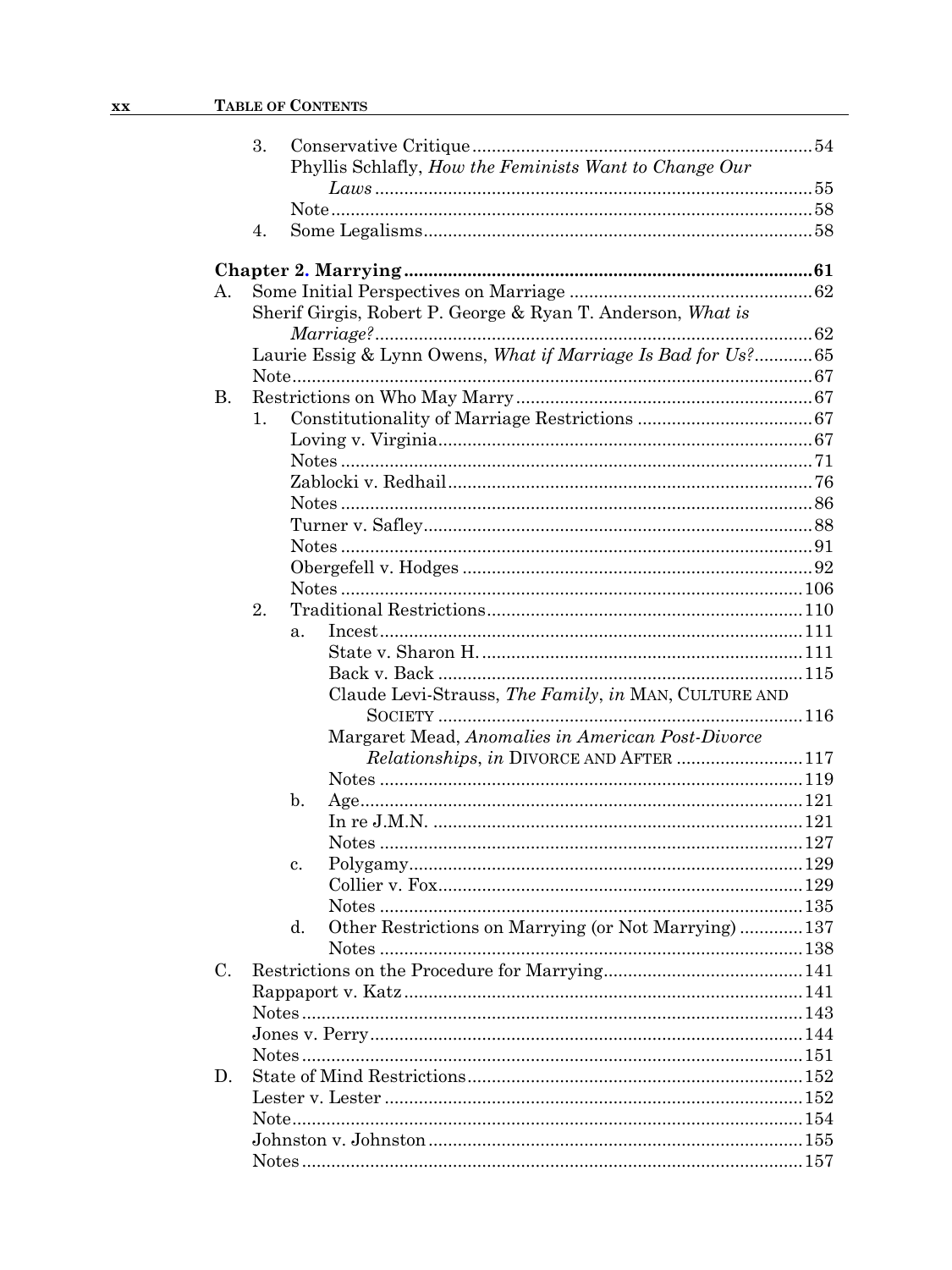3. Conservative Critique ..... 54
   - Phyllis Schlafly, *How the Feminists Want to Change Our Laws* ..... 55
   - Note ..... 58
4. Some Legalisms ..... 58

**Chapter 2. Marrying ..... 61**

A. Some Initial Perspectives on Marriage ..... 62
   - Sherif Girgis, Robert P. George & Ryan T. Anderson, *What is Marriage?* ..... 62
   - Laurie Essig & Lynn Owens, *What if Marriage Is Bad for Us?* ..... 65
   - Note ..... 67

B. Restrictions on Who May Marry ..... 67
   1. Constitutionality of Marriage Restrictions ..... 67
      - Loving v. Virginia ..... 67
      - Notes ..... 71
      - Zablocki v. Redhail ..... 76
      - Notes ..... 86
      - Turner v. Safley ..... 88
      - Notes ..... 91
      - Obergefell v. Hodges ..... 92
      - Notes ..... 106
   2. Traditional Restrictions ..... 110
      a. Incest ..... 111
         - State v. Sharon H. ..... 111
         - Back v. Back ..... 115
         - Claude Levi-Strauss, *The Family*, *in* MAN, CULTURE AND SOCIETY ..... 116
         - Margaret Mead, *Anomalies in American Post-Divorce Relationships*, *in* DIVORCE AND AFTER ..... 117
         - Notes ..... 119
      b. Age ..... 121
         - In re J.M.N. ..... 121
         - Notes ..... 127
      c. Polygamy ..... 129
         - Collier v. Fox ..... 129
         - Notes ..... 135
      d. Other Restrictions on Marrying (or Not Marrying) ..... 137
         - Notes ..... 138

C. Restrictions on the Procedure for Marrying ..... 141
   - Rappaport v. Katz ..... 141
   - Notes ..... 143
   - Jones v. Perry ..... 144
   - Notes ..... 151

D. State of Mind Restrictions ..... 152
   - Lester v. Lester ..... 152
   - Note ..... 154
   - Johnston v. Johnston ..... 155
   - Notes ..... 157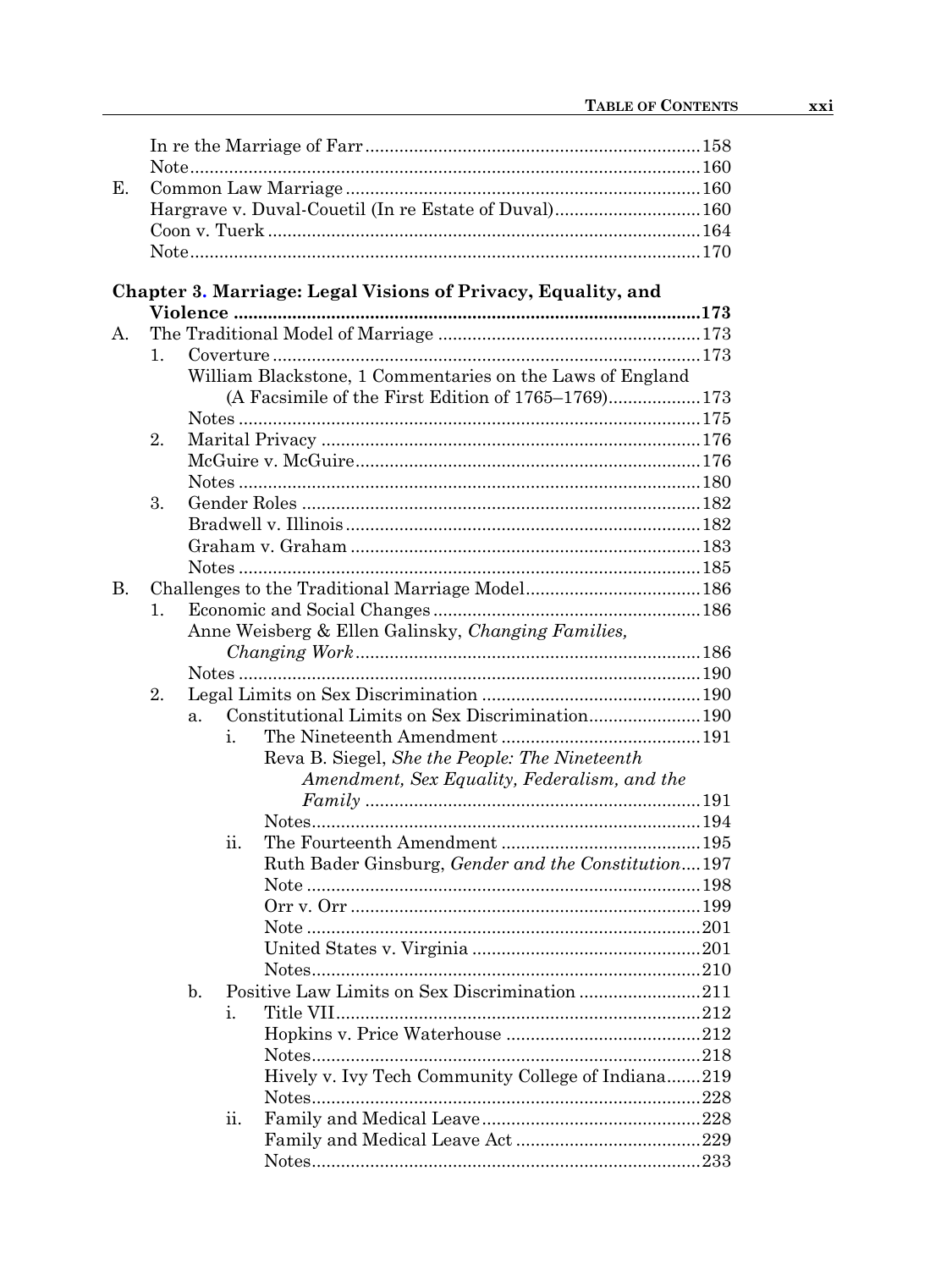In re the Marriage of Farr ..... 158
Note ..... 160

E. Common Law Marriage ..... 160
   Hargrave v. Duval-Couetil (In re Estate of Duval) ..... 160
   Coon v. Tuerk ..... 164
   Note ..... 170

**Chapter 3. Marriage: Legal Visions of Privacy, Equality, and Violence ..... 173**

A. The Traditional Model of Marriage ..... 173
   1. Coverture ..... 173
      William Blackstone, 1 Commentaries on the Laws of England (A Facsimile of the First Edition of 1765–1769) ..... 173
      Notes ..... 175
   2. Marital Privacy ..... 176
      McGuire v. McGuire ..... 176
      Notes ..... 180
   3. Gender Roles ..... 182
      Bradwell v. Illinois ..... 182
      Graham v. Graham ..... 183
      Notes ..... 185

B. Challenges to the Traditional Marriage Model ..... 186
   1. Economic and Social Changes ..... 186
      Anne Weisberg & Ellen Galinsky, *Changing Families, Changing Work* ..... 186
      Notes ..... 190
   2. Legal Limits on Sex Discrimination ..... 190
      a. Constitutional Limits on Sex Discrimination ..... 190
         i. The Nineteenth Amendment ..... 191
            Reva B. Siegel, *She the People: The Nineteenth Amendment, Sex Equality, Federalism, and the Family* ..... 191
            Notes ..... 194
         ii. The Fourteenth Amendment ..... 195
            Ruth Bader Ginsburg, *Gender and the Constitution* ..... 197
            Note ..... 198
            Orr v. Orr ..... 199
            Note ..... 201
            United States v. Virginia ..... 201
            Notes ..... 210
      b. Positive Law Limits on Sex Discrimination ..... 211
         i. Title VII ..... 212
            Hopkins v. Price Waterhouse ..... 212
            Notes ..... 218
            Hively v. Ivy Tech Community College of Indiana ..... 219
            Notes ..... 228
         ii. Family and Medical Leave ..... 228
            Family and Medical Leave Act ..... 229
            Notes ..... 233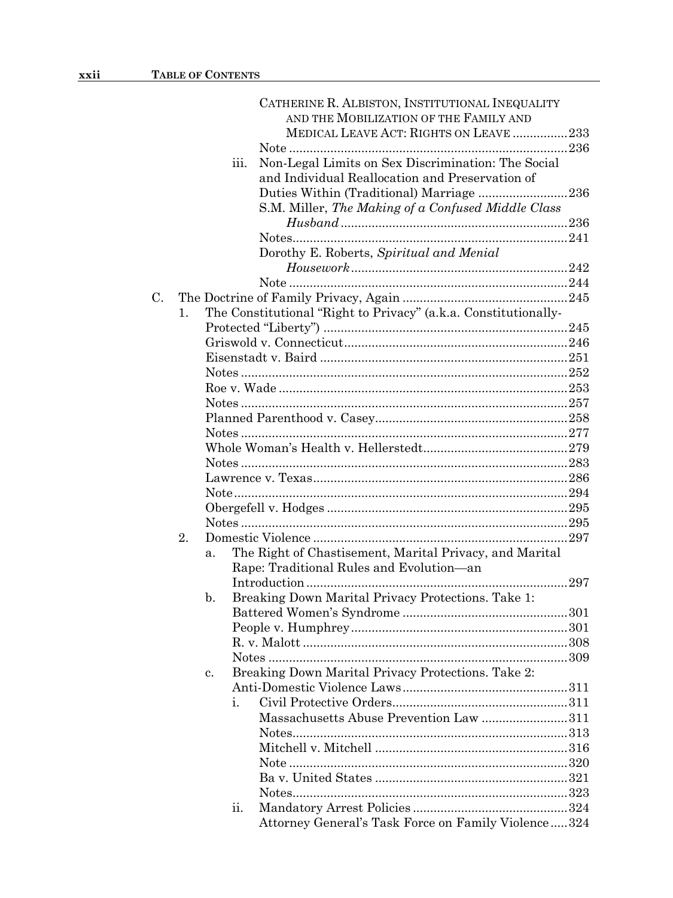- CATHERINE R. ALBISTON, INSTITUTIONAL INEQUALITY AND THE MOBILIZATION OF THE FAMILY AND MEDICAL LEAVE ACT: RIGHTS ON LEAVE ................233
- Note ................................................................................236
- iii. Non-Legal Limits on Sex Discrimination: The Social and Individual Reallocation and Preservation of Duties Within (Traditional) Marriage ..........................236
  - S.M. Miller, *The Making of a Confused Middle Class Husband* ..................................................................236
  - Notes................................................................................241
  - Dorothy E. Roberts, *Spiritual and Menial Housework* ...............................................................242
  - Note ................................................................................244

C. The Doctrine of Family Privacy, Again ................................................245

1. The Constitutional "Right to Privacy" (a.k.a. Constitutionally-Protected "Liberty") ......................................................................245
   - Griswold v. Connecticut................................................................246
   - Eisenstadt v. Baird .......................................................................251
   - Notes ..............................................................................................252
   - Roe v. Wade ...................................................................................253
   - Notes ..............................................................................................257
   - Planned Parenthood v. Casey.......................................................258
   - Notes ..............................................................................................277
   - Whole Woman's Health v. Hellerstedt..........................................279
   - Notes ..............................................................................................283
   - Lawrence v. Texas.........................................................................286
   - Note................................................................................................294
   - Obergefell v. Hodges .....................................................................295
   - Notes ..............................................................................................295
2. Domestic Violence .........................................................................297
   - a. The Right of Chastisement, Marital Privacy, and Marital Rape: Traditional Rules and Evolution—an Introduction............................................................................297
   - b. Breaking Down Marital Privacy Protections. Take 1: Battered Women's Syndrome ................................................301
     - People v. Humphrey..............................................................301
     - R. v. Malott ............................................................................308
     - Notes ......................................................................................309
   - c. Breaking Down Marital Privacy Protections. Take 2: Anti-Domestic Violence Laws................................................311
     - i. Civil Protective Orders..................................................311
       - Massachusetts Abuse Prevention Law .........................311
       - Notes................................................................................313
       - Mitchell v. Mitchell ........................................................316
       - Note ................................................................................320
       - Ba v. United States .......................................................321
       - Notes................................................................................323
     - ii. Mandatory Arrest Policies ............................................324
       - Attorney General's Task Force on Family Violence.....324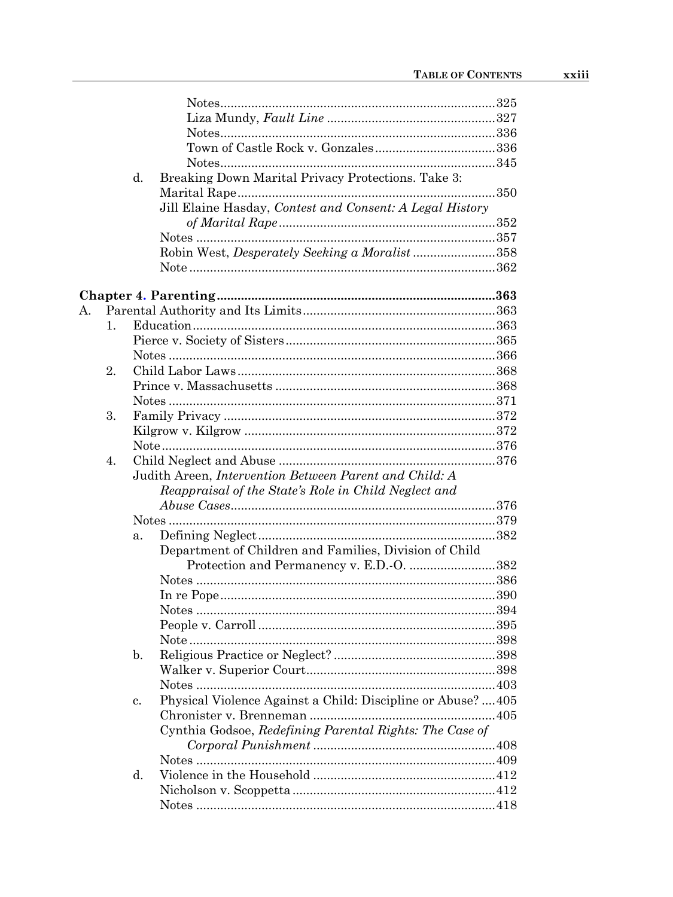Notes ... 325
Liza Mundy, *Fault Line* ... 327
Notes ... 336
Town of Castle Rock v. Gonzales ... 336
Notes ... 345

d. Breaking Down Marital Privacy Protections. Take 3: Marital Rape ... 350
Jill Elaine Hasday, *Contest and Consent: A Legal History of Marital Rape* ... 352
Notes ... 357
Robin West, *Desperately Seeking a Moralist* ... 358
Note ... 362

**Chapter 4. Parenting ... 363**

A. Parental Authority and Its Limits ... 363

1. Education ... 363
   Pierce v. Society of Sisters ... 365
   Notes ... 366
2. Child Labor Laws ... 368
   Prince v. Massachusetts ... 368
   Notes ... 371
3. Family Privacy ... 372
   Kilgrow v. Kilgrow ... 372
   Note ... 376
4. Child Neglect and Abuse ... 376
   Judith Areen, *Intervention Between Parent and Child: A Reappraisal of the State's Role in Child Neglect and Abuse Cases* ... 376
   Notes ... 379
   a. Defining Neglect ... 382
      Department of Children and Families, Division of Child Protection and Permanency v. E.D.-O. ... 382
      Notes ... 386
      In re Pope ... 390
      Notes ... 394
      People v. Carroll ... 395
      Note ... 398
   b. Religious Practice or Neglect? ... 398
      Walker v. Superior Court ... 398
      Notes ... 403
   c. Physical Violence Against a Child: Discipline or Abuse? ... 405
      Chronister v. Brenneman ... 405
      Cynthia Godsoe, *Redefining Parental Rights: The Case of Corporal Punishment* ... 408
      Notes ... 409
   d. Violence in the Household ... 412
      Nicholson v. Scoppetta ... 412
      Notes ... 418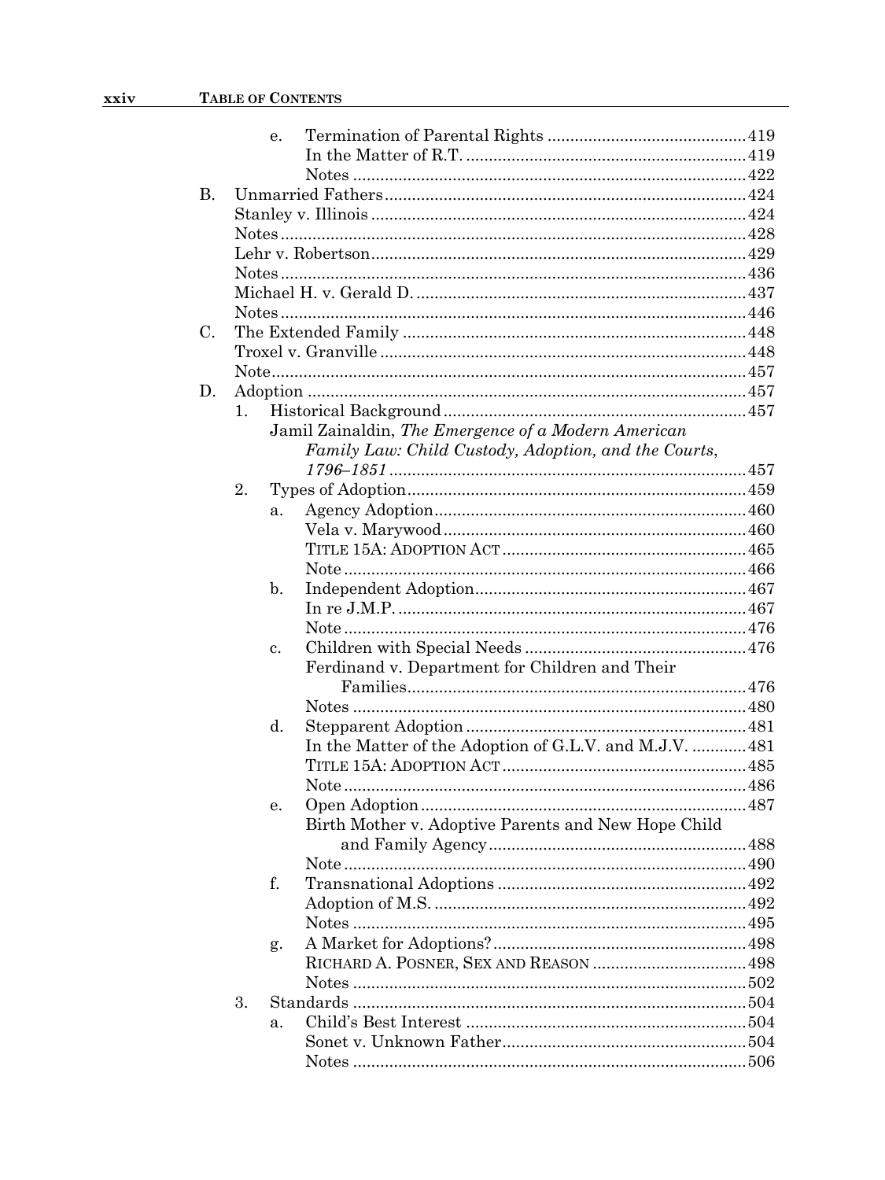- e. Termination of Parental Rights ....... 419
  - In the Matter of R.T. ....... 419
  - Notes ....... 422

B. Unmarried Fathers ....... 424
- Stanley v. Illinois ....... 424
- Notes ....... 428
- Lehr v. Robertson ....... 429
- Notes ....... 436
- Michael H. v. Gerald D. ....... 437
- Notes ....... 446

C. The Extended Family ....... 448
- Troxel v. Granville ....... 448
- Note ....... 457

D. Adoption ....... 457
1. Historical Background ....... 457
   - Jamil Zainaldin, *The Emergence of a Modern American Family Law: Child Custody, Adoption, and the Courts, 1796–1851* ....... 457
2. Types of Adoption ....... 459
   - a. Agency Adoption ....... 460
     - Vela v. Marywood ....... 460
     - TITLE 15A: ADOPTION ACT ....... 465
     - Note ....... 466
   - b. Independent Adoption ....... 467
     - In re J.M.P. ....... 467
     - Note ....... 476
   - c. Children with Special Needs ....... 476
     - Ferdinand v. Department for Children and Their Families ....... 476
     - Notes ....... 480
   - d. Stepparent Adoption ....... 481
     - In the Matter of the Adoption of G.L.V. and M.J.V. ....... 481
     - TITLE 15A: ADOPTION ACT ....... 485
     - Note ....... 486
   - e. Open Adoption ....... 487
     - Birth Mother v. Adoptive Parents and New Hope Child and Family Agency ....... 488
     - Note ....... 490
   - f. Transnational Adoptions ....... 492
     - Adoption of M.S. ....... 492
     - Notes ....... 495
   - g. A Market for Adoptions? ....... 498
     - RICHARD A. POSNER, SEX AND REASON ....... 498
     - Notes ....... 502
3. Standards ....... 504
   - a. Child's Best Interest ....... 504
     - Sonet v. Unknown Father ....... 504
     - Notes ....... 506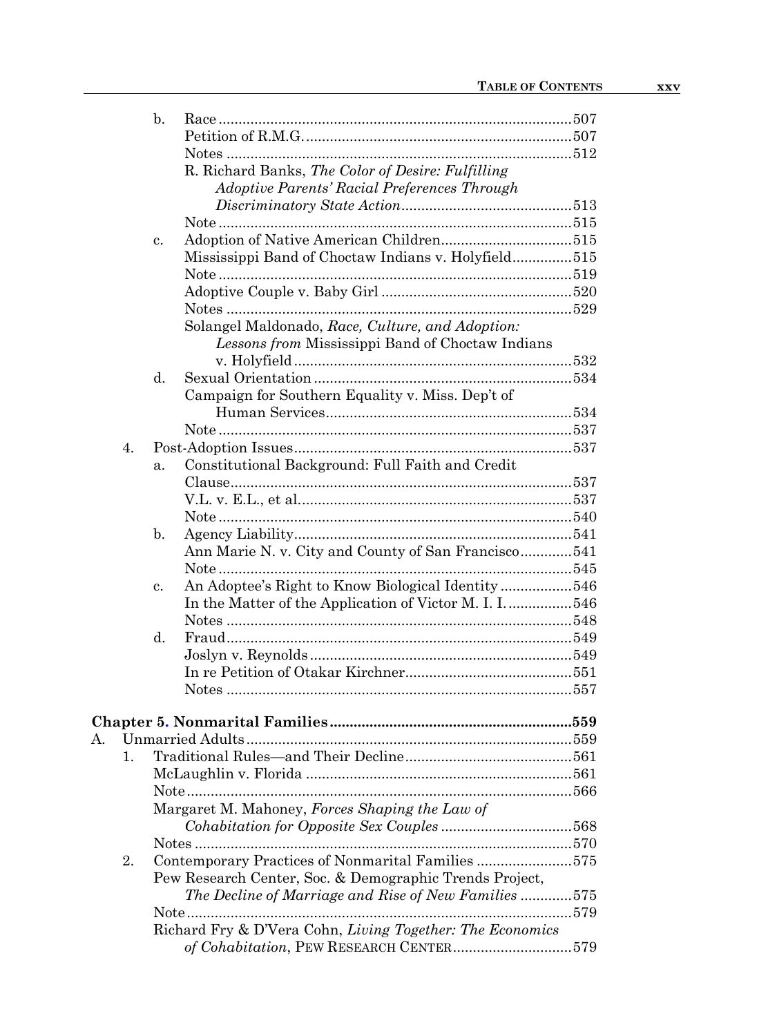- b. Race ......... 507
  - Petition of R.M.G. ......... 507
  - Notes ......... 512
  - R. Richard Banks, *The Color of Desire: Fulfilling Adoptive Parents' Racial Preferences Through Discriminatory State Action* ......... 513
  - Note ......... 515
- c. Adoption of Native American Children ......... 515
  - Mississippi Band of Choctaw Indians v. Holyfield ......... 515
  - Note ......... 519
  - Adoptive Couple v. Baby Girl ......... 520
  - Notes ......... 529
  - Solangel Maldonado, *Race, Culture, and Adoption: Lessons from* Mississippi Band of Choctaw Indians v. Holyfield ......... 532
- d. Sexual Orientation ......... 534
  - Campaign for Southern Equality v. Miss. Dep't of Human Services ......... 534
  - Note ......... 537

4. Post-Adoption Issues ......... 537
   - a. Constitutional Background: Full Faith and Credit Clause ......... 537
     - V.L. v. E.L., et al. ......... 537
     - Note ......... 540
   - b. Agency Liability ......... 541
     - Ann Marie N. v. City and County of San Francisco ......... 541
     - Note ......... 545
   - c. An Adoptee's Right to Know Biological Identity ......... 546
     - In the Matter of the Application of Victor M. I. I. ......... 546
     - Notes ......... 548
   - d. Fraud ......... 549
     - Joslyn v. Reynolds ......... 549
     - In re Petition of Otakar Kirchner ......... 551
     - Notes ......... 557

**Chapter 5. Nonmarital Families ......... 559**

A. Unmarried Adults ......... 559

1. Traditional Rules—and Their Decline ......... 561
   - McLaughlin v. Florida ......... 561
   - Note ......... 566
   - Margaret M. Mahoney, *Forces Shaping the Law of Cohabitation for Opposite Sex Couples* ......... 568
   - Notes ......... 570
2. Contemporary Practices of Nonmarital Families ......... 575
   - Pew Research Center, Soc. & Demographic Trends Project, *The Decline of Marriage and Rise of New Families* ......... 575
   - Note ......... 579
   - Richard Fry & D'Vera Cohn, *Living Together: The Economics of Cohabitation*, PEW RESEARCH CENTER ......... 579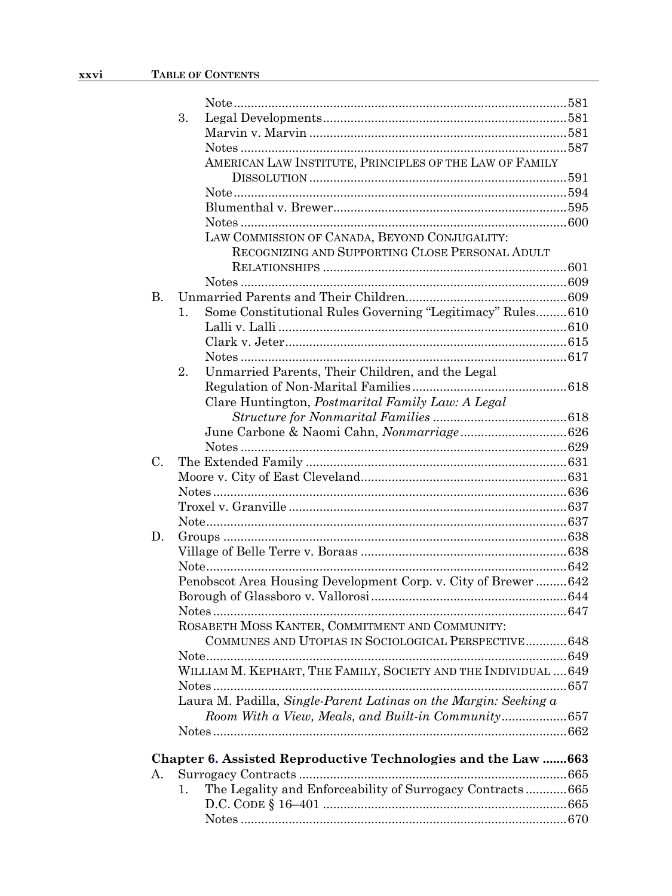Note ... 581

3. Legal Developments ... 581

Marvin v. Marvin ... 581

Notes ... 587

AMERICAN LAW INSTITUTE, PRINCIPLES OF THE LAW OF FAMILY DISSOLUTION ... 591

Note ... 594

Blumenthal v. Brewer ... 595

Notes ... 600

LAW COMMISSION OF CANADA, BEYOND CONJUGALITY: RECOGNIZING AND SUPPORTING CLOSE PERSONAL ADULT RELATIONSHIPS ... 601

Notes ... 609

B. Unmarried Parents and Their Children ... 609

1. Some Constitutional Rules Governing "Legitimacy" Rules ... 610

Lalli v. Lalli ... 610

Clark v. Jeter ... 615

Notes ... 617

2. Unmarried Parents, Their Children, and the Legal Regulation of Non-Marital Families ... 618

Clare Huntington, *Postmarital Family Law: A Legal Structure for Nonmarital Families* ... 618

June Carbone & Naomi Cahn, *Nonmarriage* ... 626

Notes ... 629

C. The Extended Family ... 631

Moore v. City of East Cleveland ... 631

Notes ... 636

Troxel v. Granville ... 637

Note ... 637

D. Groups ... 638

Village of Belle Terre v. Boraas ... 638

Note ... 642

Penobscot Area Housing Development Corp. v. City of Brewer ... 642

Borough of Glassboro v. Vallorosi ... 644

Notes ... 647

ROSABETH MOSS KANTER, COMMITMENT AND COMMUNITY: COMMUNES AND UTOPIAS IN SOCIOLOGICAL PERSPECTIVE ... 648

Note ... 649

WILLIAM M. KEPHART, THE FAMILY, SOCIETY AND THE INDIVIDUAL ... 649

Notes ... 657

Laura M. Padilla, *Single-Parent Latinas on the Margin: Seeking a Room With a View, Meals, and Built-in Community* ... 657

Notes ... 662

**Chapter 6. Assisted Reproductive Technologies and the Law ... 663**

A. Surrogacy Contracts ... 665

1. The Legality and Enforceability of Surrogacy Contracts ... 665

D.C. CODE § 16–401 ... 665

Notes ... 670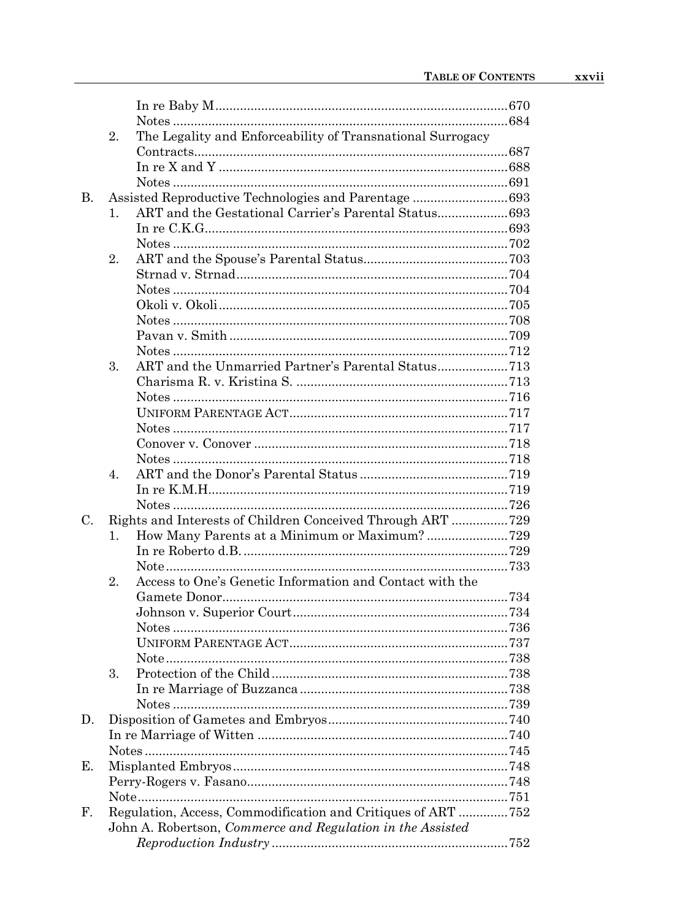In re Baby M ........ 670
Notes ........ 684

2. The Legality and Enforceability of Transnational Surrogacy Contracts ........ 687
   In re X and Y ........ 688
   Notes ........ 691

B. Assisted Reproductive Technologies and Parentage ........ 693

1. ART and the Gestational Carrier's Parental Status ........ 693
   In re C.K.G. ........ 693
   Notes ........ 702
2. ART and the Spouse's Parental Status ........ 703
   Strnad v. Strnad ........ 704
   Notes ........ 704
   Okoli v. Okoli ........ 705
   Notes ........ 708
   Pavan v. Smith ........ 709
   Notes ........ 712
3. ART and the Unmarried Partner's Parental Status ........ 713
   Charisma R. v. Kristina S. ........ 713
   Notes ........ 716
   UNIFORM PARENTAGE ACT ........ 717
   Notes ........ 717
   Conover v. Conover ........ 718
   Notes ........ 718
4. ART and the Donor's Parental Status ........ 719
   In re K.M.H. ........ 719
   Notes ........ 726

C. Rights and Interests of Children Conceived Through ART ........ 729

1. How Many Parents at a Minimum or Maximum? ........ 729
   In re Roberto d.B. ........ 729
   Note ........ 733
2. Access to One's Genetic Information and Contact with the Gamete Donor ........ 734
   Johnson v. Superior Court ........ 734
   Notes ........ 736
   UNIFORM PARENTAGE ACT ........ 737
   Note ........ 738
3. Protection of the Child ........ 738
   In re Marriage of Buzzanca ........ 738
   Notes ........ 739

D. Disposition of Gametes and Embryos ........ 740
   In re Marriage of Witten ........ 740
   Notes ........ 745

E. Misplanted Embryos ........ 748
   Perry-Rogers v. Fasano ........ 748
   Note ........ 751

F. Regulation, Access, Commodification and Critiques of ART ........ 752
   John A. Robertson, *Commerce and Regulation in the Assisted Reproduction Industry* ........ 752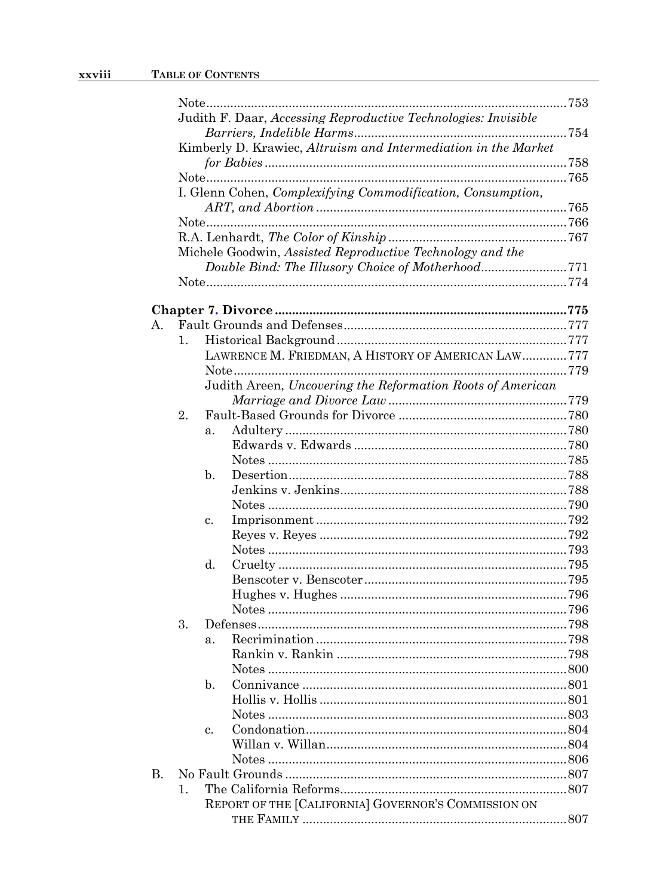Note ... 753

Judith F. Daar, *Accessing Reproductive Technologies: Invisible Barriers, Indelible Harms* ... 754

Kimberly D. Krawiec, *Altruism and Intermediation in the Market for Babies* ... 758

Note ... 765

I. Glenn Cohen, *Complexifying Commodification, Consumption, ART, and Abortion* ... 765

Note ... 766

R.A. Lenhardt, *The Color of Kinship* ... 767

Michele Goodwin, *Assisted Reproductive Technology and the Double Bind: The Illusory Choice of Motherhood* ... 771

Note ... 774

**Chapter 7. Divorce ... 775**

- A. Fault Grounds and Defenses ... 777
  - 1. Historical Background ... 777
    - LAWRENCE M. FRIEDMAN, A HISTORY OF AMERICAN LAW ... 777
    - Note ... 779
    - Judith Areen, *Uncovering the Reformation Roots of American Marriage and Divorce Law* ... 779
  - 2. Fault-Based Grounds for Divorce ... 780
    - a. Adultery ... 780
      - Edwards v. Edwards ... 780
      - Notes ... 785
    - b. Desertion ... 788
      - Jenkins v. Jenkins ... 788
      - Notes ... 790
    - c. Imprisonment ... 792
      - Reyes v. Reyes ... 792
      - Notes ... 793
    - d. Cruelty ... 795
      - Benscoter v. Benscoter ... 795
      - Hughes v. Hughes ... 796
      - Notes ... 796
  - 3. Defenses ... 798
    - a. Recrimination ... 798
      - Rankin v. Rankin ... 798
      - Notes ... 800
    - b. Connivance ... 801
      - Hollis v. Hollis ... 801
      - Notes ... 803
    - c. Condonation ... 804
      - Willan v. Willan ... 804
      - Notes ... 806
- B. No Fault Grounds ... 807
  - 1. The California Reforms ... 807
    - REPORT OF THE [CALIFORNIA] GOVERNOR'S COMMISSION ON THE FAMILY ... 807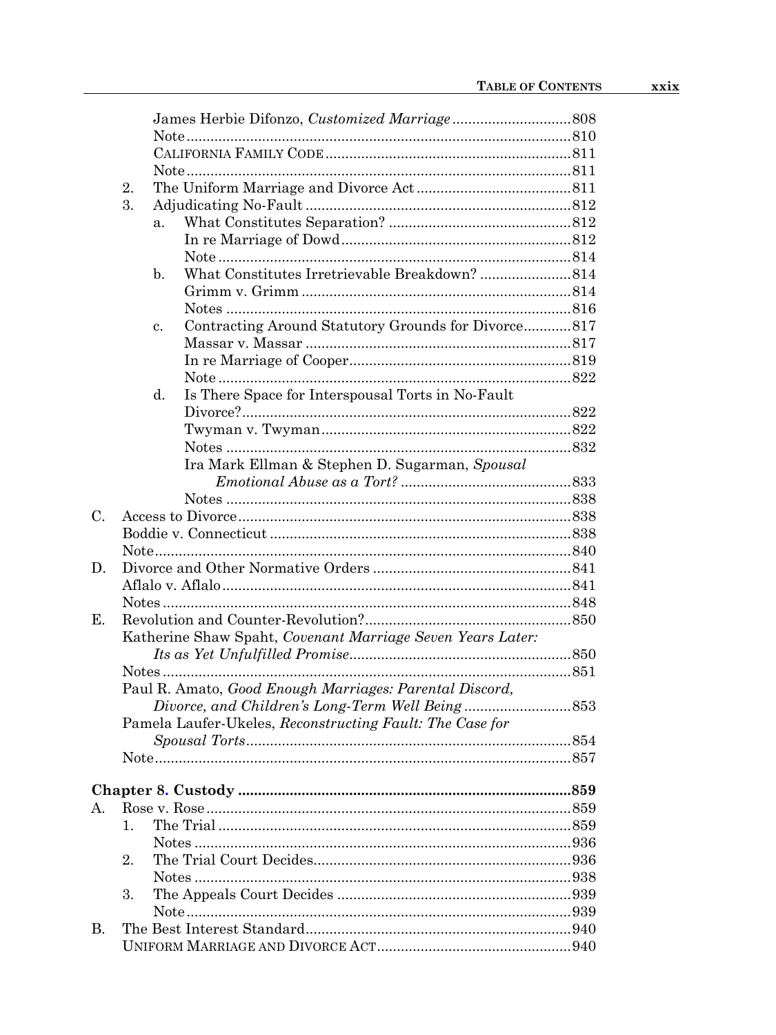James Herbie Difonzo, *Customized Marriage* .......... 808
Note .......... 810
CALIFORNIA FAMILY CODE .......... 811
Note .......... 811

2. The Uniform Marriage and Divorce Act .......... 811
3. Adjudicating No-Fault .......... 812
   a. What Constitutes Separation? .......... 812
      In re Marriage of Dowd .......... 812
      Note .......... 814
   b. What Constitutes Irretrievable Breakdown? .......... 814
      Grimm v. Grimm .......... 814
      Notes .......... 816
   c. Contracting Around Statutory Grounds for Divorce .......... 817
      Massar v. Massar .......... 817
      In re Marriage of Cooper .......... 819
      Note .......... 822
   d. Is There Space for Interspousal Torts in No-Fault Divorce? .......... 822
      Twyman v. Twyman .......... 822
      Notes .......... 832
      Ira Mark Ellman & Stephen D. Sugarman, *Spousal Emotional Abuse as a Tort?* .......... 833
      Notes .......... 838

C. Access to Divorce .......... 838
   Boddie v. Connecticut .......... 838
   Note .......... 840

D. Divorce and Other Normative Orders .......... 841
   Aflalo v. Aflalo .......... 841
   Notes .......... 848

E. Revolution and Counter-Revolution? .......... 850
   Katherine Shaw Spaht, *Covenant Marriage Seven Years Later: Its as Yet Unfulfilled Promise* .......... 850
   Notes .......... 851
   Paul R. Amato, *Good Enough Marriages: Parental Discord, Divorce, and Children's Long-Term Well Being* .......... 853
   Pamela Laufer-Ukeles, *Reconstructing Fault: The Case for Spousal Torts* .......... 854
   Note .......... 857

**Chapter 8. Custody .......... 859**

A. Rose v. Rose .......... 859
   1. The Trial .......... 859
      Notes .......... 936
   2. The Trial Court Decides .......... 936
      Notes .......... 938
   3. The Appeals Court Decides .......... 939
      Note .......... 939

B. The Best Interest Standard .......... 940
   UNIFORM MARRIAGE AND DIVORCE ACT .......... 940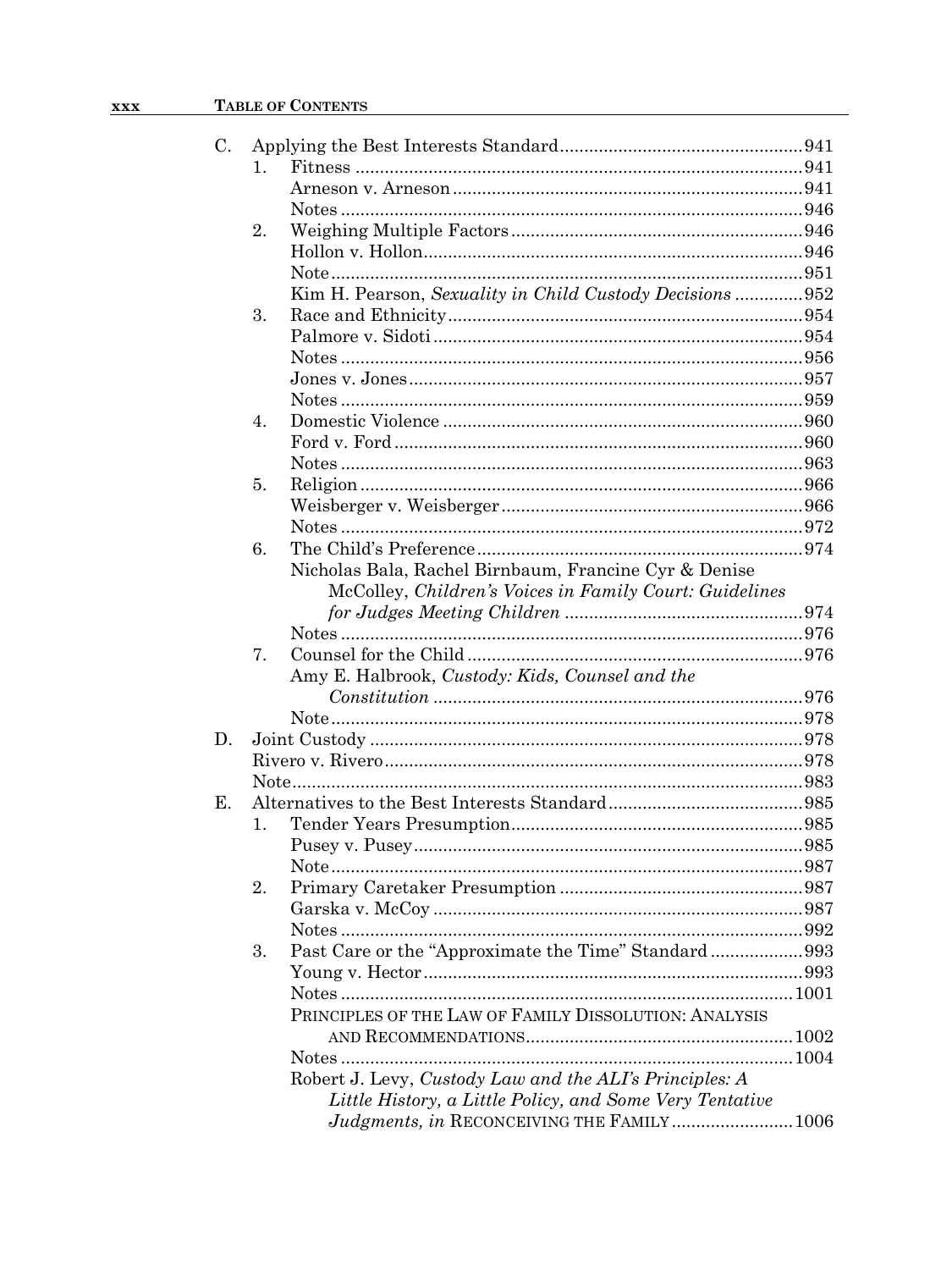C. Applying the Best Interests Standard ..... 941
   1. Fitness ..... 941
      Arneson v. Arneson ..... 941
      Notes ..... 946
   2. Weighing Multiple Factors ..... 946
      Hollon v. Hollon ..... 946
      Note ..... 951
      Kim H. Pearson, *Sexuality in Child Custody Decisions* ..... 952
   3. Race and Ethnicity ..... 954
      Palmore v. Sidoti ..... 954
      Notes ..... 956
      Jones v. Jones ..... 957
      Notes ..... 959
   4. Domestic Violence ..... 960
      Ford v. Ford ..... 960
      Notes ..... 963
   5. Religion ..... 966
      Weisberger v. Weisberger ..... 966
      Notes ..... 972
   6. The Child's Preference ..... 974
      Nicholas Bala, Rachel Birnbaum, Francine Cyr & Denise McColley, *Children's Voices in Family Court: Guidelines for Judges Meeting Children* ..... 974
      Notes ..... 976
   7. Counsel for the Child ..... 976
      Amy E. Halbrook, *Custody: Kids, Counsel and the Constitution* ..... 976
      Note ..... 978

D. Joint Custody ..... 978
   Rivero v. Rivero ..... 978
   Note ..... 983

E. Alternatives to the Best Interests Standard ..... 985
   1. Tender Years Presumption ..... 985
      Pusey v. Pusey ..... 985
      Note ..... 987
   2. Primary Caretaker Presumption ..... 987
      Garska v. McCoy ..... 987
      Notes ..... 992
   3. Past Care or the "Approximate the Time" Standard ..... 993
      Young v. Hector ..... 993
      Notes ..... 1001
      PRINCIPLES OF THE LAW OF FAMILY DISSOLUTION: ANALYSIS AND RECOMMENDATIONS ..... 1002
      Notes ..... 1004
      Robert J. Levy, *Custody Law and the ALI's Principles: A Little History, a Little Policy, and Some Very Tentative Judgments, in* RECONCEIVING THE FAMILY ..... 1006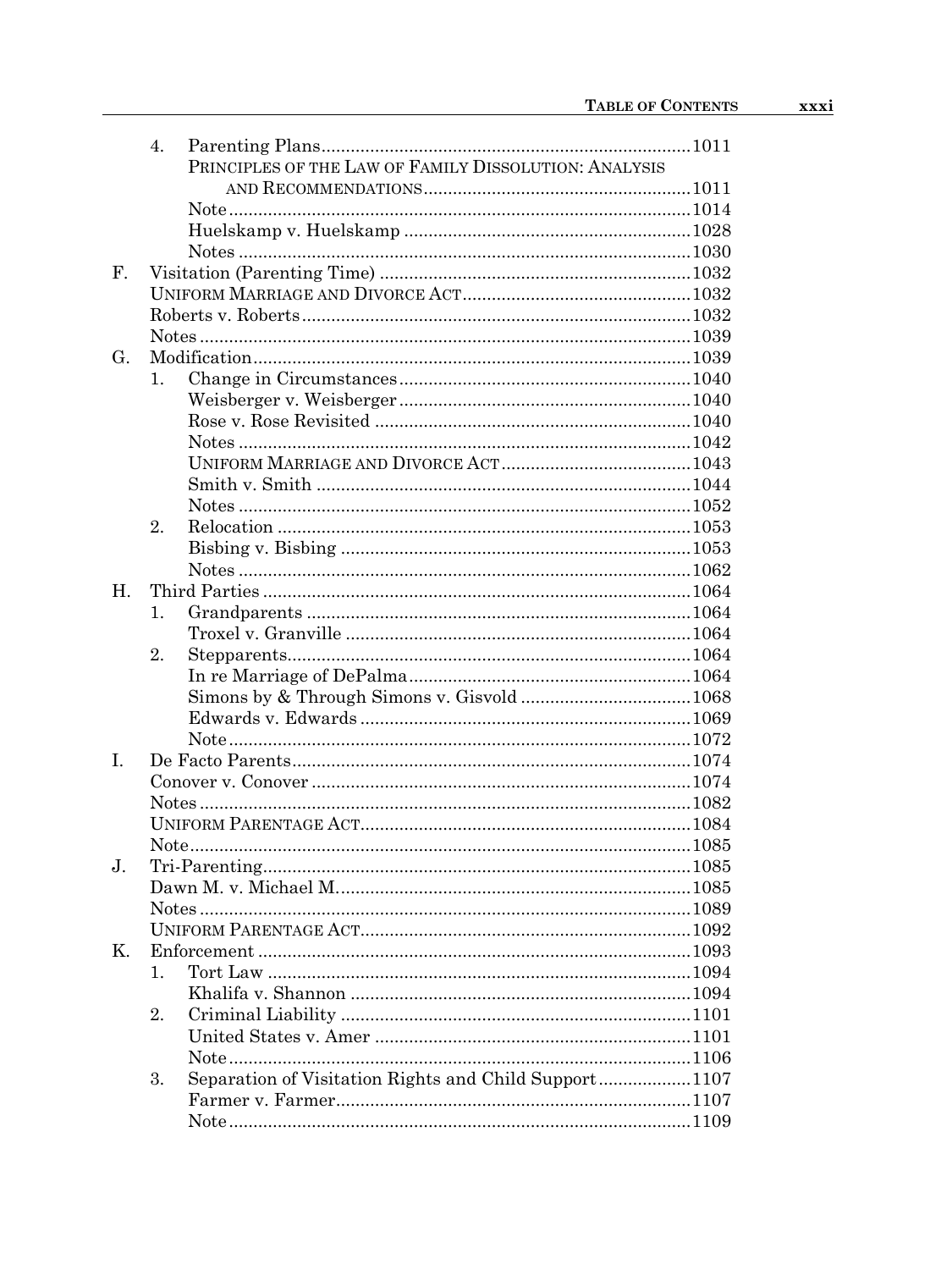4. Parenting Plans ... 1011
   - PRINCIPLES OF THE LAW OF FAMILY DISSOLUTION: ANALYSIS AND RECOMMENDATIONS ... 1011
   - Note ... 1014
   - Huelskamp v. Huelskamp ... 1028
   - Notes ... 1030

F. Visitation (Parenting Time) ... 1032
   - UNIFORM MARRIAGE AND DIVORCE ACT ... 1032
   - Roberts v. Roberts ... 1032
   - Notes ... 1039

G. Modification ... 1039
1. Change in Circumstances ... 1040
   - Weisberger v. Weisberger ... 1040
   - Rose v. Rose Revisited ... 1040
   - Notes ... 1042
   - UNIFORM MARRIAGE AND DIVORCE ACT ... 1043
   - Smith v. Smith ... 1044
   - Notes ... 1052
2. Relocation ... 1053
   - Bisbing v. Bisbing ... 1053
   - Notes ... 1062

H. Third Parties ... 1064
1. Grandparents ... 1064
   - Troxel v. Granville ... 1064
2. Stepparents ... 1064
   - In re Marriage of DePalma ... 1064
   - Simons by & Through Simons v. Gisvold ... 1068
   - Edwards v. Edwards ... 1069
   - Note ... 1072

I. De Facto Parents ... 1074
   - Conover v. Conover ... 1074
   - Notes ... 1082
   - UNIFORM PARENTAGE ACT ... 1084
   - Note ... 1085

J. Tri-Parenting ... 1085
   - Dawn M. v. Michael M. ... 1085
   - Notes ... 1089
   - UNIFORM PARENTAGE ACT ... 1092

K. Enforcement ... 1093
1. Tort Law ... 1094
   - Khalifa v. Shannon ... 1094
2. Criminal Liability ... 1101
   - United States v. Amer ... 1101
   - Note ... 1106
3. Separation of Visitation Rights and Child Support ... 1107
   - Farmer v. Farmer ... 1107
   - Note ... 1109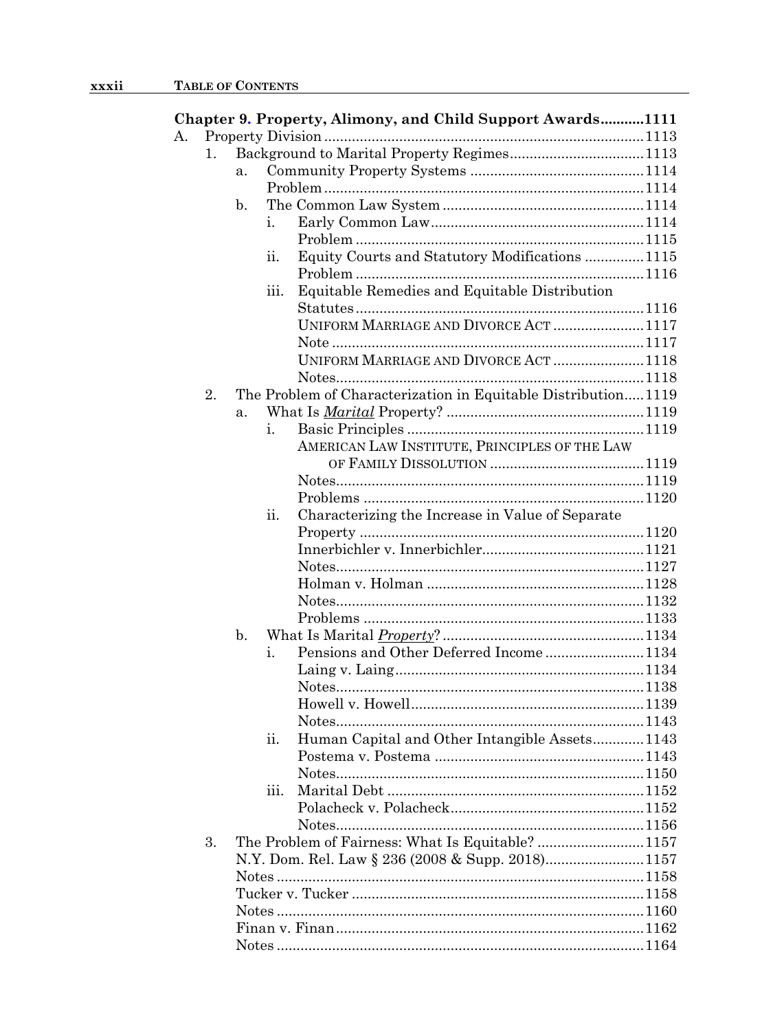**Chapter 9. Property, Alimony, and Child Support Awards...........1111**

A. Property Division .................................................................................1113
   1. Background to Marital Property Regimes..................................1113
      a. Community Property Systems ............................................1114
         Problem ..................................................................................1114
      b. The Common Law System ...................................................1114
         i. Early Common Law......................................................1114
            Problem .........................................................................1115
         ii. Equity Courts and Statutory Modifications ...............1115
            Problem .........................................................................1116
         iii. Equitable Remedies and Equitable Distribution Statutes.........................................................................1116
            UNIFORM MARRIAGE AND DIVORCE ACT .......................1117
            Note ...............................................................................1117
            UNIFORM MARRIAGE AND DIVORCE ACT .......................1118
            Notes..............................................................................1118
   2. The Problem of Characterization in Equitable Distribution.....1119
      a. What Is *__Marital__* Property? ..................................................1119
         i. Basic Principles .............................................................1119
            AMERICAN LAW INSTITUTE, PRINCIPLES OF THE LAW OF FAMILY DISSOLUTION .......................................1119
            Notes..............................................................................1119
            Problems .......................................................................1120
         ii. Characterizing the Increase in Value of Separate Property ........................................................................1120
            Innerbichler v. Innerbichler.........................................1121
            Notes..............................................................................1127
            Holman v. Holman .......................................................1128
            Notes..............................................................................1132
            Problems .......................................................................1133
      b. What Is Marital *__Property__*? ...................................................1134
         i. Pensions and Other Deferred Income .........................1134
            Laing v. Laing...............................................................1134
            Notes..............................................................................1138
            Howell v. Howell...........................................................1139
            Notes..............................................................................1143
         ii. Human Capital and Other Intangible Assets.............1143
            Postema v. Postema .....................................................1143
            Notes..............................................................................1150
         iii. Marital Debt .................................................................1152
            Polacheck v. Polacheck.................................................1152
            Notes..............................................................................1156
   3. The Problem of Fairness: What Is Equitable? ...........................1157
      N.Y. Dom. Rel. Law § 236 (2008 & Supp. 2018).........................1157
      Notes ............................................................................................1158
      Tucker v. Tucker .........................................................................1158
      Notes ............................................................................................1160
      Finan v. Finan.............................................................................1162
      Notes ............................................................................................1164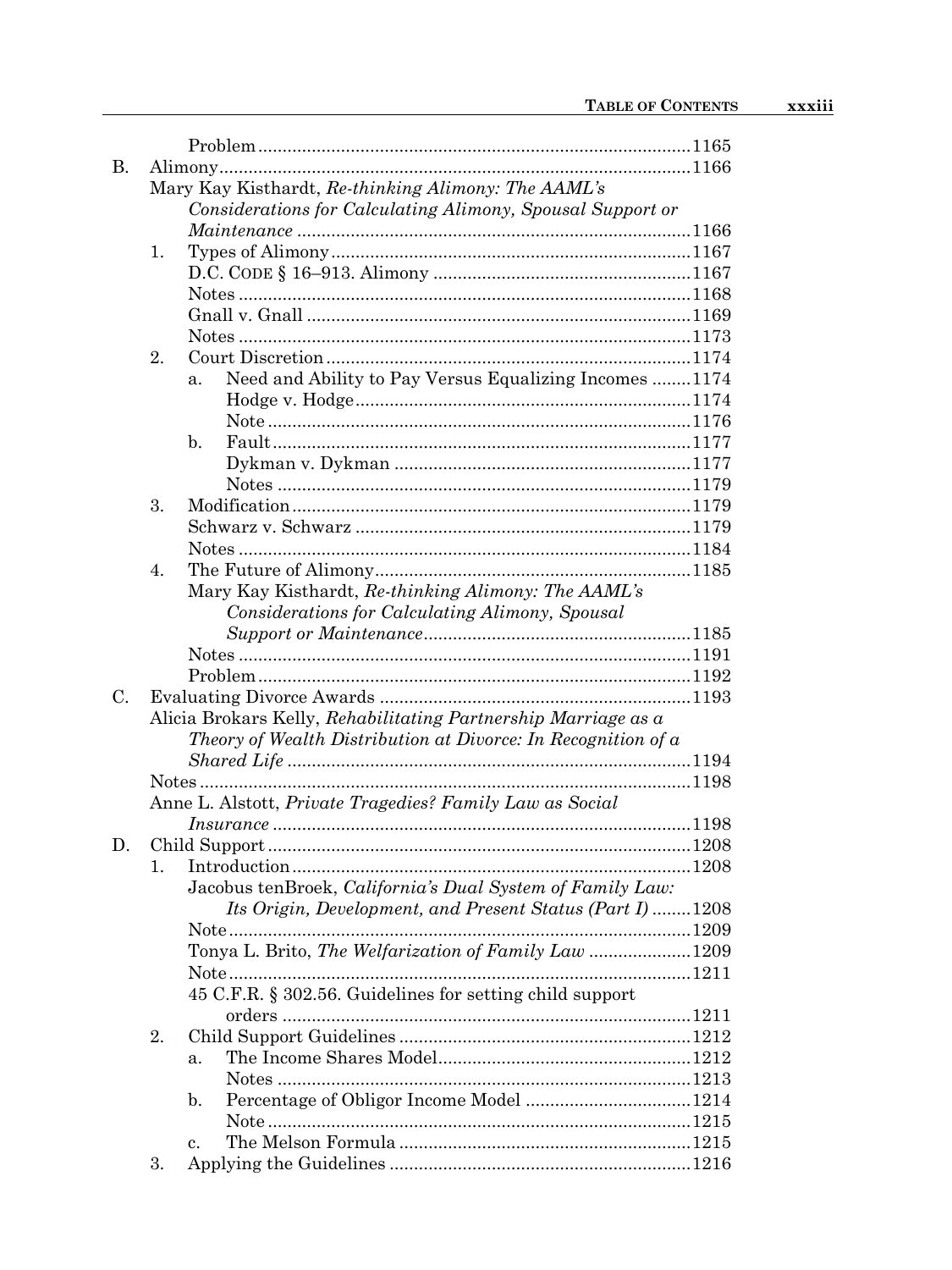Problem ..... 1165

B. Alimony ..... 1166

Mary Kay Kisthardt, *Re-thinking Alimony: The AAML's Considerations for Calculating Alimony, Spousal Support or Maintenance* ..... 1166

1. Types of Alimony ..... 1167
   - D.C. CODE § 16–913. Alimony ..... 1167
   - Notes ..... 1168
   - Gnall v. Gnall ..... 1169
   - Notes ..... 1173
2. Court Discretion ..... 1174
   - a. Need and Ability to Pay Versus Equalizing Incomes ..... 1174
     - Hodge v. Hodge ..... 1174
     - Note ..... 1176
   - b. Fault ..... 1177
     - Dykman v. Dykman ..... 1177
     - Notes ..... 1179
3. Modification ..... 1179
   - Schwarz v. Schwarz ..... 1179
   - Notes ..... 1184
4. The Future of Alimony ..... 1185
   - Mary Kay Kisthardt, *Re-thinking Alimony: The AAML's Considerations for Calculating Alimony, Spousal Support or Maintenance* ..... 1185
   - Notes ..... 1191
   - Problem ..... 1192

C. Evaluating Divorce Awards ..... 1193

Alicia Brokars Kelly, *Rehabilitating Partnership Marriage as a Theory of Wealth Distribution at Divorce: In Recognition of a Shared Life* ..... 1194

Notes ..... 1198

Anne L. Alstott, *Private Tragedies? Family Law as Social Insurance* ..... 1198

D. Child Support ..... 1208

1. Introduction ..... 1208
   - Jacobus tenBroek, *California's Dual System of Family Law: Its Origin, Development, and Present Status (Part I)* ..... 1208
   - Note ..... 1209
   - Tonya L. Brito, *The Welfarization of Family Law* ..... 1209
   - Note ..... 1211
   - 45 C.F.R. § 302.56. Guidelines for setting child support orders ..... 1211
2. Child Support Guidelines ..... 1212
   - a. The Income Shares Model ..... 1212
     - Notes ..... 1213
   - b. Percentage of Obligor Income Model ..... 1214
     - Note ..... 1215
   - c. The Melson Formula ..... 1215
3. Applying the Guidelines ..... 1216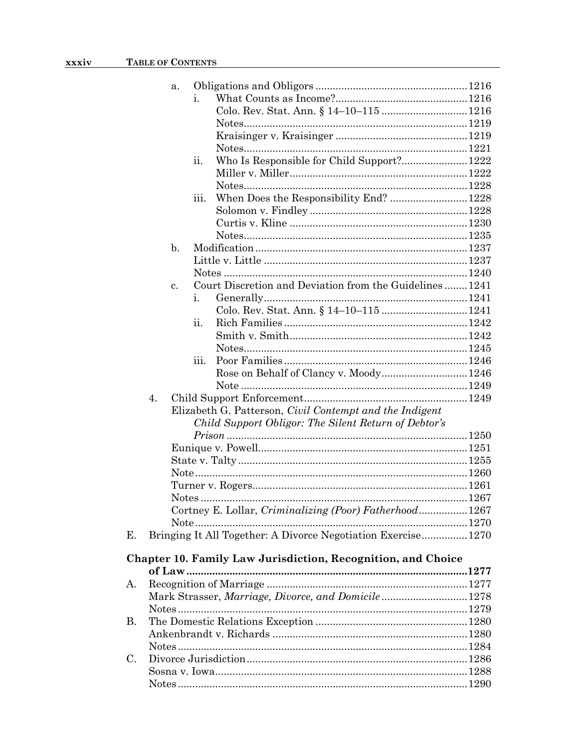- a. Obligations and Obligors ..................................................... 1216
  - i. What Counts as Income? ............................................. 1216
    - Colo. Rev. Stat. Ann. § 14–10–115 ............................. 1216
    - Notes ............................................................................. 1219
    - Kraisinger v. Kraisinger ............................................. 1219
    - Notes ............................................................................. 1221
  - ii. Who Is Responsible for Child Support? ....................... 1222
    - Miller v. Miller ............................................................. 1222
    - Notes ............................................................................. 1228
  - iii. When Does the Responsibility End? ........................... 1228
    - Solomon v. Findley ...................................................... 1228
    - Curtis v. Kline ............................................................. 1230
    - Notes ............................................................................. 1235
- b. Modification .......................................................................... 1237
  - Little v. Little ....................................................................... 1237
  - Notes ..................................................................................... 1240
- c. Court Discretion and Deviation from the Guidelines ........ 1241
  - i. Generally ....................................................................... 1241
    - Colo. Rev. Stat. Ann. § 14–10–115 ............................. 1241
  - ii. Rich Families ............................................................... 1242
    - Smith v. Smith ............................................................. 1242
    - Notes ............................................................................. 1245
  - iii. Poor Families ............................................................... 1246
    - Rose on Behalf of Clancy v. Moody ............................. 1246
    - Note .............................................................................. 1249

4. Child Support Enforcement ......................................................... 1249
   - Elizabeth G. Patterson, *Civil Contempt and the Indigent Child Support Obligor: The Silent Return of Debtor's Prison* ......... 1250
   - Eunique v. Powell ......................................................................... 1251
   - State v. Talty ................................................................................ 1255
   - Note ............................................................................................... 1260
   - Turner v. Rogers ........................................................................... 1261
   - Notes ............................................................................................. 1267
   - Cortney E. Lollar, *Criminalizing (Poor) Fatherhood* ................. 1267
   - Note ............................................................................................... 1270

E. Bringing It All Together: A Divorce Negotiation Exercise ................ 1270

## Chapter 10. Family Law Jurisdiction, Recognition, and Choice of Law ........ 1277

A. Recognition of Marriage ...................................................................... 1277
   - Mark Strasser, *Marriage, Divorce, and Domicile* ............................ 1278
   - Notes ..................................................................................................... 1279

B. The Domestic Relations Exception ..................................................... 1280
   - Ankenbrandt v. Richards .................................................................... 1280
   - Notes ..................................................................................................... 1284

C. Divorce Jurisdiction ............................................................................. 1286
   - Sosna v. Iowa ........................................................................................ 1288
   - Notes ..................................................................................................... 1290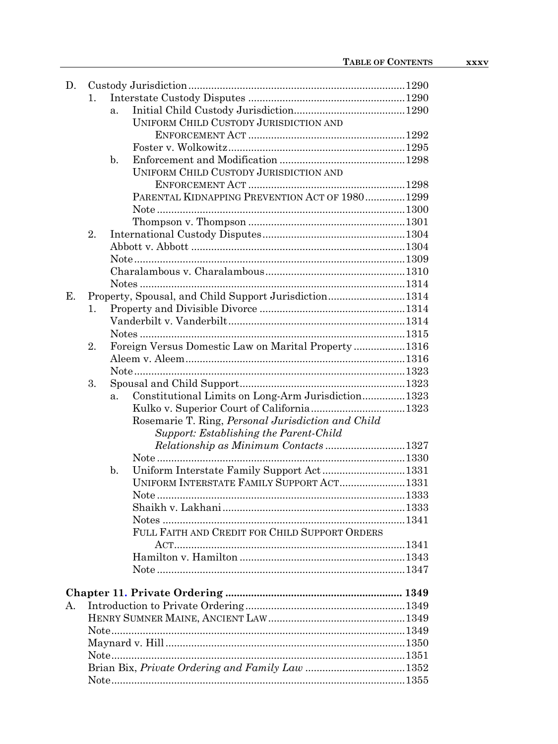D. Custody Jurisdiction ............ 1290
   1. Interstate Custody Disputes ............ 1290
      a. Initial Child Custody Jurisdiction ............ 1290
         UNIFORM CHILD CUSTODY JURISDICTION AND ENFORCEMENT ACT ............ 1292
         Foster v. Wolkowitz ............ 1295
      b. Enforcement and Modification ............ 1298
         UNIFORM CHILD CUSTODY JURISDICTION AND ENFORCEMENT ACT ............ 1298
         PARENTAL KIDNAPPING PREVENTION ACT OF 1980 ............ 1299
         Note ............ 1300
         Thompson v. Thompson ............ 1301
   2. International Custody Disputes ............ 1304
      Abbott v. Abbott ............ 1304
      Note ............ 1309
      Charalambous v. Charalambous ............ 1310
      Notes ............ 1314
E. Property, Spousal, and Child Support Jurisdiction ............ 1314
   1. Property and Divisible Divorce ............ 1314
      Vanderbilt v. Vanderbilt ............ 1314
      Notes ............ 1315
   2. Foreign Versus Domestic Law on Marital Property ............ 1316
      Aleem v. Aleem ............ 1316
      Note ............ 1323
   3. Spousal and Child Support ............ 1323
      a. Constitutional Limits on Long-Arm Jurisdiction ............ 1323
         Kulko v. Superior Court of California ............ 1323
         Rosemarie T. Ring, *Personal Jurisdiction and Child Support: Establishing the Parent-Child Relationship as Minimum Contacts* ............ 1327
         Note ............ 1330
      b. Uniform Interstate Family Support Act ............ 1331
         UNIFORM INTERSTATE FAMILY SUPPORT ACT ............ 1331
         Note ............ 1333
         Shaikh v. Lakhani ............ 1333
         Notes ............ 1341
         FULL FAITH AND CREDIT FOR CHILD SUPPORT ORDERS ACT ............ 1341
         Hamilton v. Hamilton ............ 1343
         Note ............ 1347

**Chapter 11. Private Ordering ............ 1349**

A. Introduction to Private Ordering ............ 1349
   HENRY SUMNER MAINE, ANCIENT LAW ............ 1349
   Note ............ 1349
   Maynard v. Hill ............ 1350
   Note ............ 1351
   Brian Bix, *Private Ordering and Family Law* ............ 1352
   Note ............ 1355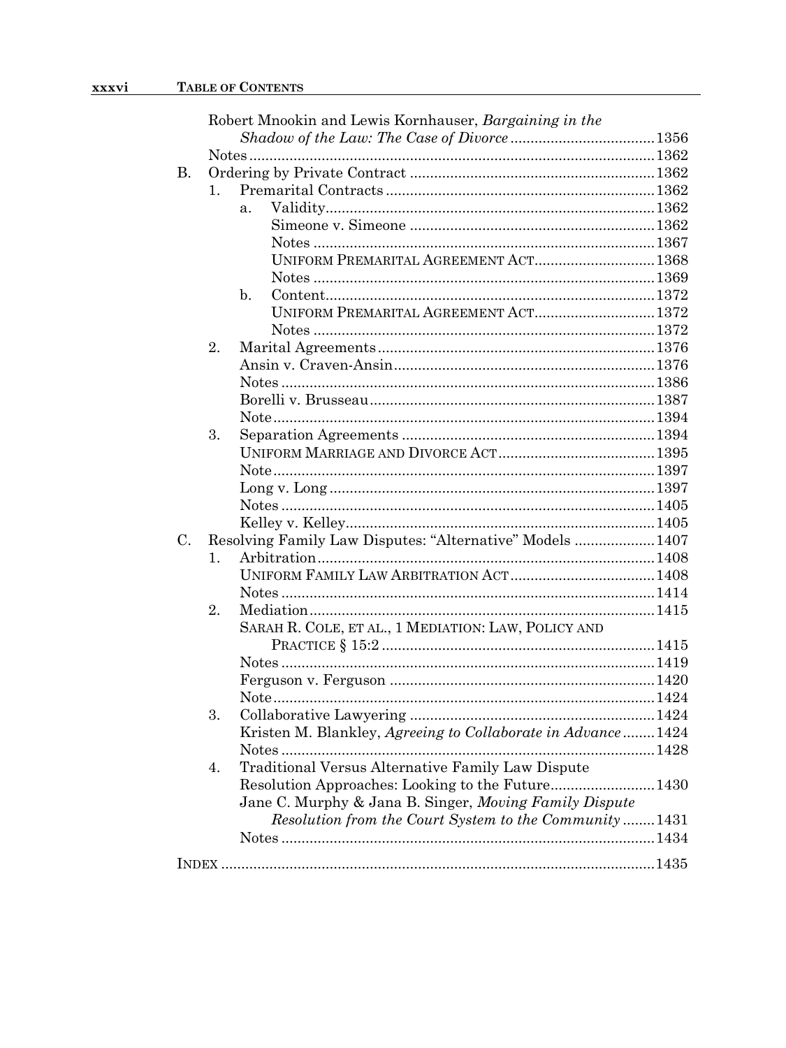Robert Mnookin and Lewis Kornhauser, *Bargaining in the Shadow of the Law: The Case of Divorce* .................................... 1356

Notes .................................................................................... 1362

B. Ordering by Private Contract ............................................................ 1362

1. Premarital Contracts .................................................................. 1362

a. Validity.................................................................................. 1362

Simeone v. Simeone ............................................................ 1362

Notes .................................................................................... 1367

UNIFORM PREMARITAL AGREEMENT ACT............................. 1368

Notes .................................................................................... 1369

b. Content.................................................................................. 1372

UNIFORM PREMARITAL AGREEMENT ACT............................. 1372

Notes .................................................................................... 1372

2. Marital Agreements ..................................................................... 1376

Ansin v. Craven-Ansin................................................................. 1376

Notes ............................................................................................ 1386

Borelli v. Brusseau...................................................................... 1387

Note.............................................................................................. 1394

3. Separation Agreements ............................................................... 1394

UNIFORM MARRIAGE AND DIVORCE ACT....................................... 1395

Note.............................................................................................. 1397

Long v. Long ................................................................................ 1397

Notes ............................................................................................ 1405

Kelley v. Kelley............................................................................ 1405

C. Resolving Family Law Disputes: "Alternative" Models .................... 1407

1. Arbitration.................................................................................... 1408

UNIFORM FAMILY LAW ARBITRATION ACT.................................... 1408

Notes ............................................................................................ 1414

2. Mediation...................................................................................... 1415

SARAH R. COLE, ET AL., 1 MEDIATION: LAW, POLICY AND PRACTICE § 15:2 ................................................................... 1415

Notes ............................................................................................ 1419

Ferguson v. Ferguson ................................................................. 1420

Note.............................................................................................. 1424

3. Collaborative Lawyering ............................................................ 1424

Kristen M. Blankley, *Agreeing to Collaborate in Advance* ........ 1424

Notes ............................................................................................ 1428

4. Traditional Versus Alternative Family Law Dispute Resolution Approaches: Looking to the Future.......................... 1430

Jane C. Murphy & Jana B. Singer, *Moving Family Dispute Resolution from the Court System to the Community* ........ 1431

Notes ............................................................................................ 1434

INDEX ........................................................................................................... 1435